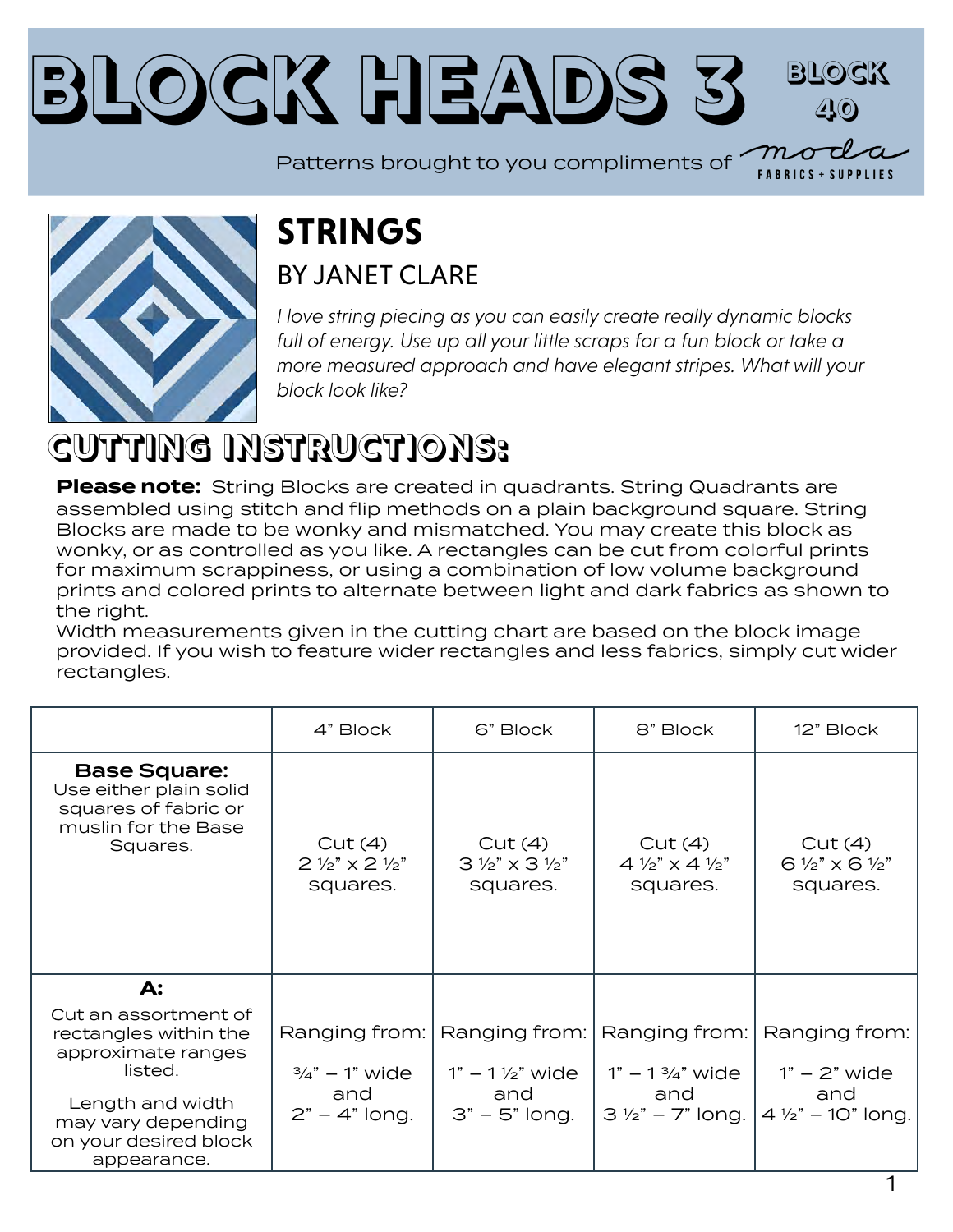# BLOCK HEADS 3

**BLOCK 40**

Patterns brought to you compliments of moda FABRICS + SUPPLIES

## STRINGS

### BY JANET CLARE

*I love string piecing as you can easily create really dynamic blocks full of energy. Use up all your little scraps for a fun block or take a more measured approach and have elegant stripes. What will your block look like?*

## CUTTING INSTRUCTIONS:

**Please note:** String Blocks are created in quadrants. String Quadrants are assembled using stitch and flip methods on a plain background square. String Blocks are made to be wonky and mismatched. You may create this block as wonky, or as controlled as you like. A rectangles can be cut from colorful prints for maximum scrappiness, or using a combination of low volume background prints and colored prints to alternate between light and dark fabrics as shown to the right.
Width measurements given in the cutting chart are based on the block image provided. If you wish to feature wider rectangles and less fabrics, simply cut wider rectangles.

| | 4" Block | 6" Block | 8" Block | 12" Block |
|---|---|---|---|---|
| **Base Square:** Use either plain solid squares of fabric or muslin for the Base Squares. | Cut (4) 2 ½" x 2 ½" squares. | Cut (4) 3 ½" x 3 ½" squares. | Cut (4) 4 ½" x 4 ½" squares. | Cut (4) 6 ½" x 6 ½" squares. |
| **A:** Cut an assortment of rectangles within the approximate ranges listed. Length and width may vary depending on your desired block appearance. | Ranging from: ¾" – 1" wide and 2" – 4" long. | Ranging from: 1" – 1 ½" wide and 3" – 5" long. | Ranging from: 1" – 1 ¾" wide and 3 ½" – 7" long. | Ranging from: 1" – 2" wide and 4 ½" – 10" long. |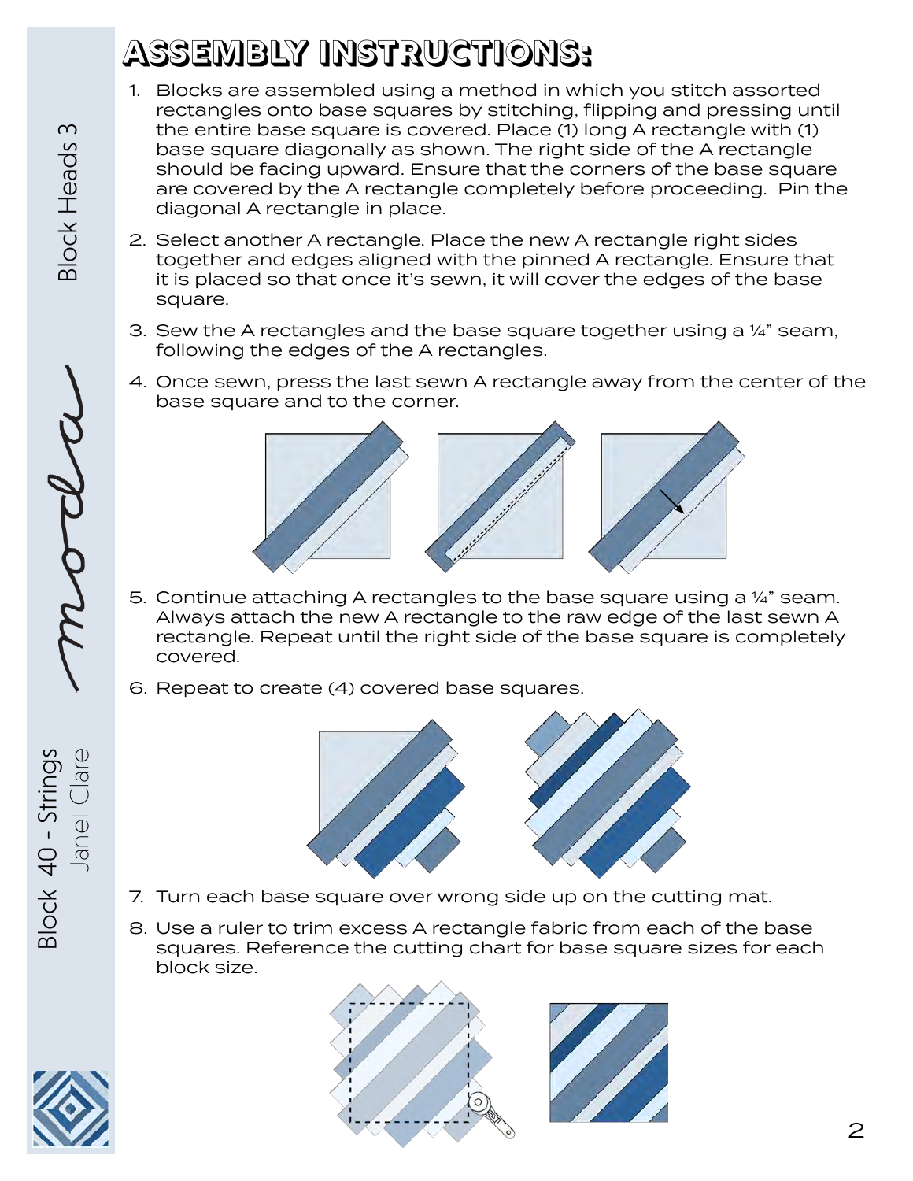# ASSEMBLY INSTRUCTIONS:

1. Blocks are assembled using a method in which you stitch assorted rectangles onto base squares by stitching, flipping and pressing until the entire base square is covered. Place (1) long A rectangle with (1) base square diagonally as shown. The right side of the A rectangle should be facing upward. Ensure that the corners of the base square are covered by the A rectangle completely before proceeding. Pin the diagonal A rectangle in place.
2. Select another A rectangle. Place the new A rectangle right sides together and edges aligned with the pinned A rectangle. Ensure that it is placed so that once it's sewn, it will cover the edges of the base square.
3. Sew the A rectangles and the base square together using a ¼" seam, following the edges of the A rectangles.
4. Once sewn, press the last sewn A rectangle away from the center of the base square and to the corner.
5. Continue attaching A rectangles to the base square using a ¼" seam. Always attach the new A rectangle to the raw edge of the last sewn A rectangle. Repeat until the right side of the base square is completely covered.
6. Repeat to create (4) covered base squares.
7. Turn each base square over wrong side up on the cutting mat.
8. Use a ruler to trim excess A rectangle fabric from each of the base squares. Reference the cutting chart for base square sizes for each block size.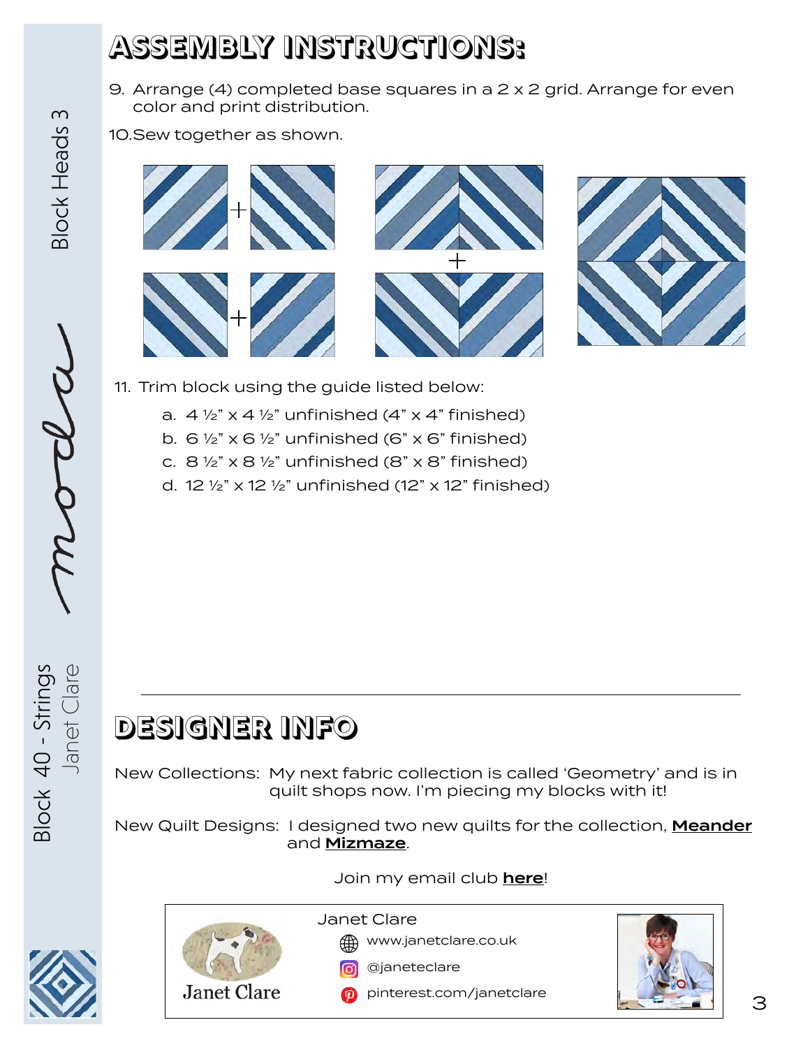# ASSEMBLY INSTRUCTIONS:

9. Arrange (4) completed base squares in a 2 x 2 grid. Arrange for even color and print distribution.

10. Sew together as shown.

11. Trim block using the guide listed below:
    a. 4 ½" x 4 ½" unfinished (4" x 4" finished)
    b. 6 ½" x 6 ½" unfinished (6" x 6" finished)
    c. 8 ½" x 8 ½" unfinished (8" x 8" finished)
    d. 12 ½" x 12 ½" unfinished (12" x 12" finished)

# DESIGNER INFO

New Collections: My next fabric collection is called 'Geometry' and is in quilt shops now. I'm piecing my blocks with it!

New Quilt Designs: I designed two new quilts for the collection, **Meander** and **Mizmaze**.

Join my email club **here**!

Janet Clare

www.janetclare.co.uk

@janeteclare

pinterest.com/janetclare